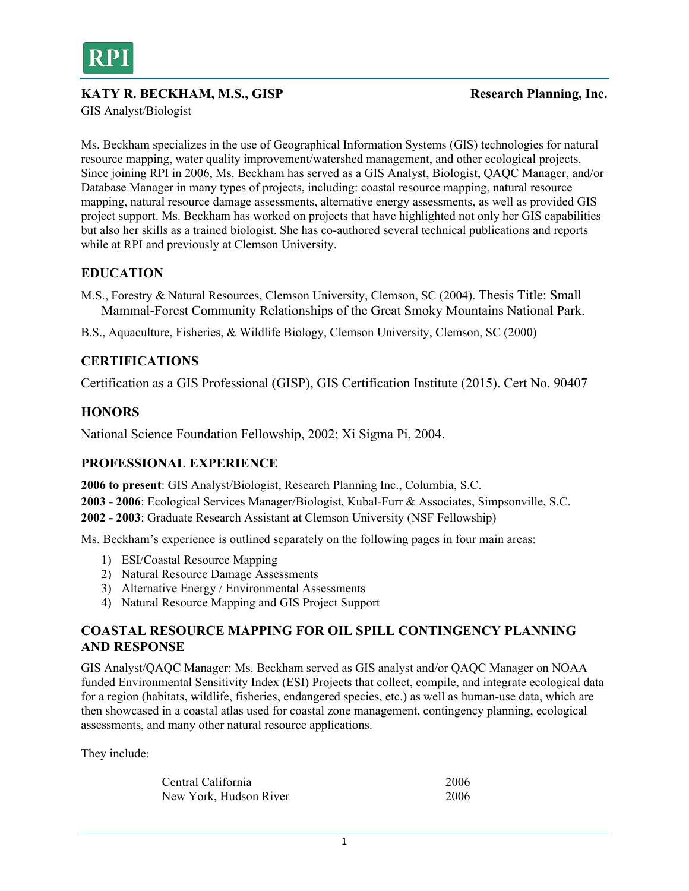RPI

**KATY R. BECKHAM, M.S., GISP** **Research Planning, Inc.**

GIS Analyst/Biologist

Ms. Beckham specializes in the use of Geographical Information Systems (GIS) technologies for natural resource mapping, water quality improvement/watershed management, and other ecological projects. Since joining RPI in 2006, Ms. Beckham has served as a GIS Analyst, Biologist, QAQC Manager, and/or Database Manager in many types of projects, including: coastal resource mapping, natural resource mapping, natural resource damage assessments, alternative energy assessments, as well as provided GIS project support. Ms. Beckham has worked on projects that have highlighted not only her GIS capabilities but also her skills as a trained biologist. She has co-authored several technical publications and reports while at RPI and previously at Clemson University.

## EDUCATION

M.S., Forestry & Natural Resources, Clemson University, Clemson, SC (2004). Thesis Title: Small Mammal-Forest Community Relationships of the Great Smoky Mountains National Park.

B.S., Aquaculture, Fisheries, & Wildlife Biology, Clemson University, Clemson, SC (2000)

## CERTIFICATIONS

Certification as a GIS Professional (GISP), GIS Certification Institute (2015). Cert No. 90407

## HONORS

National Science Foundation Fellowship, 2002; Xi Sigma Pi, 2004.

## PROFESSIONAL EXPERIENCE

**2006 to present**: GIS Analyst/Biologist, Research Planning Inc., Columbia, S.C.
**2003 - 2006**: Ecological Services Manager/Biologist, Kubal-Furr & Associates, Simpsonville, S.C.
**2002 - 2003**: Graduate Research Assistant at Clemson University (NSF Fellowship)

Ms. Beckham's experience is outlined separately on the following pages in four main areas:

1) ESI/Coastal Resource Mapping
2) Natural Resource Damage Assessments
3) Alternative Energy / Environmental Assessments
4) Natural Resource Mapping and GIS Project Support

## COASTAL RESOURCE MAPPING FOR OIL SPILL CONTINGENCY PLANNING AND RESPONSE

GIS Analyst/QAQC Manager: Ms. Beckham served as GIS analyst and/or QAQC Manager on NOAA funded Environmental Sensitivity Index (ESI) Projects that collect, compile, and integrate ecological data for a region (habitats, wildlife, fisheries, endangered species, etc.) as well as human-use data, which are then showcased in a coastal atlas used for coastal zone management, contingency planning, ecological assessments, and many other natural resource applications.

They include:

| | |
|---|---|
| Central California | 2006 |
| New York, Hudson River | 2006 |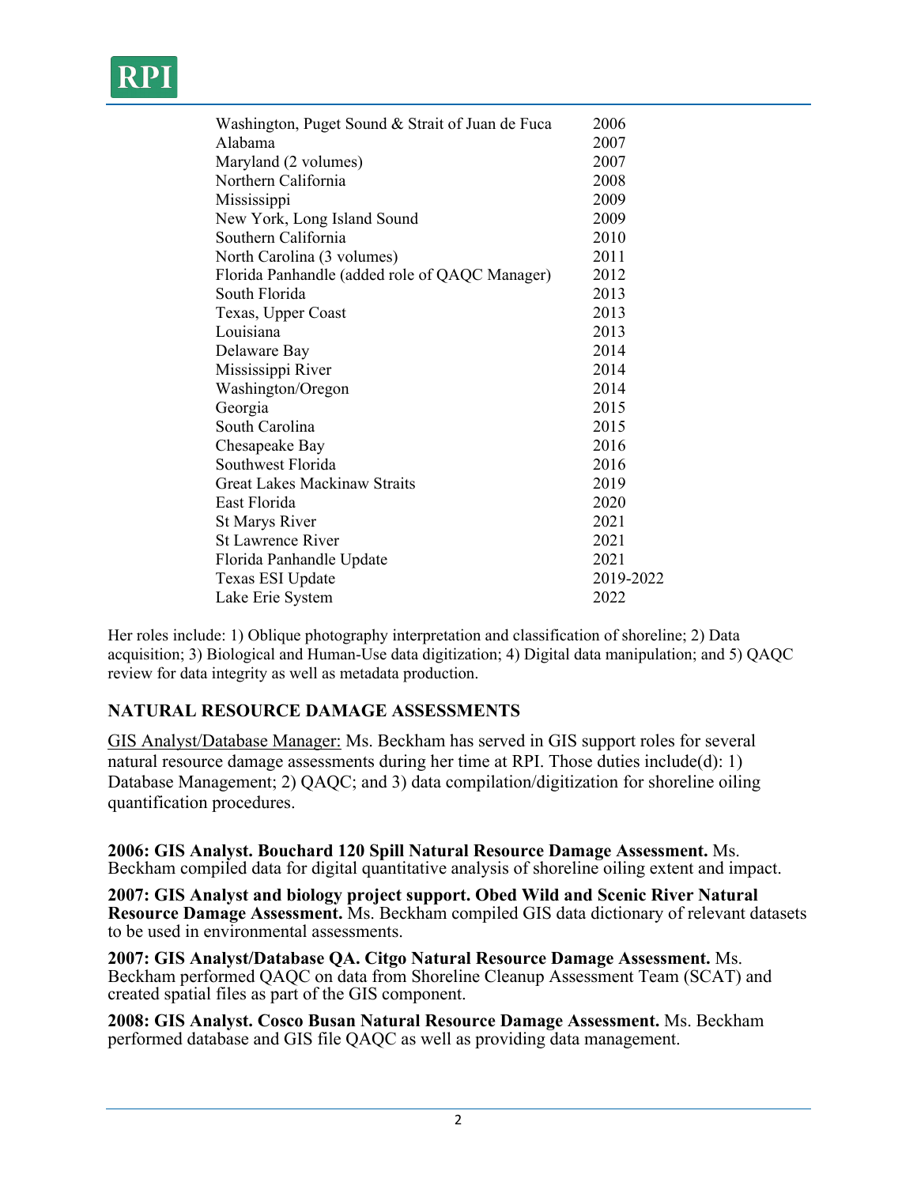| | |
|---|---|
| Washington, Puget Sound & Strait of Juan de Fuca | 2006 |
| Alabama | 2007 |
| Maryland (2 volumes) | 2007 |
| Northern California | 2008 |
| Mississippi | 2009 |
| New York, Long Island Sound | 2009 |
| Southern California | 2010 |
| North Carolina (3 volumes) | 2011 |
| Florida Panhandle (added role of QAQC Manager) | 2012 |
| South Florida | 2013 |
| Texas, Upper Coast | 2013 |
| Louisiana | 2013 |
| Delaware Bay | 2014 |
| Mississippi River | 2014 |
| Washington/Oregon | 2014 |
| Georgia | 2015 |
| South Carolina | 2015 |
| Chesapeake Bay | 2016 |
| Southwest Florida | 2016 |
| Great Lakes Mackinaw Straits | 2019 |
| East Florida | 2020 |
| St Marys River | 2021 |
| St Lawrence River | 2021 |
| Florida Panhandle Update | 2021 |
| Texas ESI Update | 2019-2022 |
| Lake Erie System | 2022 |

Her roles include: 1) Oblique photography interpretation and classification of shoreline; 2) Data acquisition; 3) Biological and Human-Use data digitization; 4) Digital data manipulation; and 5) QAQC review for data integrity as well as metadata production.

## NATURAL RESOURCE DAMAGE ASSESSMENTS

GIS Analyst/Database Manager: Ms. Beckham has served in GIS support roles for several natural resource damage assessments during her time at RPI. Those duties include(d): 1) Database Management; 2) QAQC; and 3) data compilation/digitization for shoreline oiling quantification procedures.

**2006: GIS Analyst. Bouchard 120 Spill Natural Resource Damage Assessment.** Ms. Beckham compiled data for digital quantitative analysis of shoreline oiling extent and impact.

**2007: GIS Analyst and biology project support. Obed Wild and Scenic River Natural Resource Damage Assessment.** Ms. Beckham compiled GIS data dictionary of relevant datasets to be used in environmental assessments.

**2007: GIS Analyst/Database QA. Citgo Natural Resource Damage Assessment.** Ms. Beckham performed QAQC on data from Shoreline Cleanup Assessment Team (SCAT) and created spatial files as part of the GIS component.

**2008: GIS Analyst. Cosco Busan Natural Resource Damage Assessment.** Ms. Beckham performed database and GIS file QAQC as well as providing data management.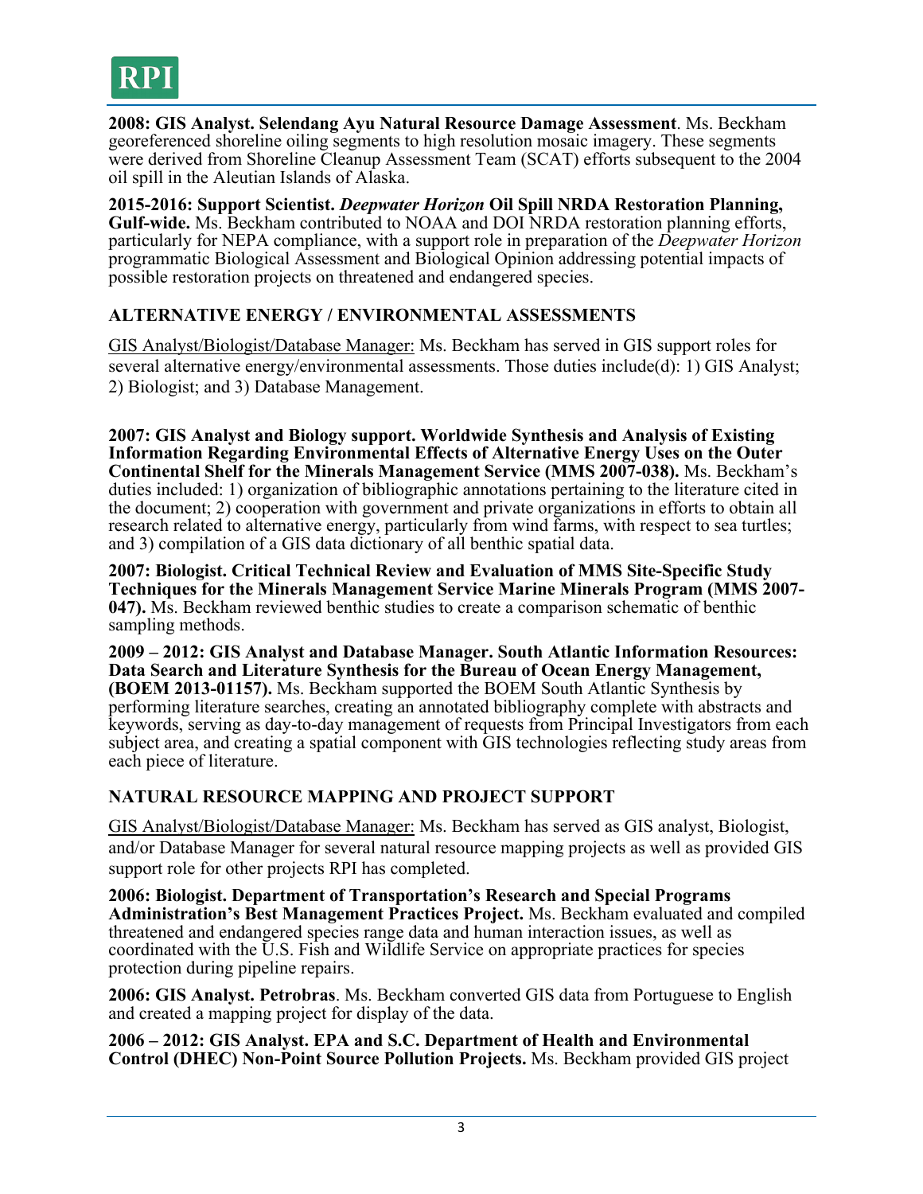**2008: GIS Analyst. Selendang Ayu Natural Resource Damage Assessment**. Ms. Beckham georeferenced shoreline oiling segments to high resolution mosaic imagery. These segments were derived from Shoreline Cleanup Assessment Team (SCAT) efforts subsequent to the 2004 oil spill in the Aleutian Islands of Alaska.

**2015-2016: Support Scientist. *Deepwater Horizon* Oil Spill NRDA Restoration Planning, Gulf-wide.** Ms. Beckham contributed to NOAA and DOI NRDA restoration planning efforts, particularly for NEPA compliance, with a support role in preparation of the *Deepwater Horizon* programmatic Biological Assessment and Biological Opinion addressing potential impacts of possible restoration projects on threatened and endangered species.

### ALTERNATIVE ENERGY / ENVIRONMENTAL ASSESSMENTS

<u>GIS Analyst/Biologist/Database Manager:</u> Ms. Beckham has served in GIS support roles for several alternative energy/environmental assessments. Those duties include(d): 1) GIS Analyst; 2) Biologist; and 3) Database Management.

**2007: GIS Analyst and Biology support. Worldwide Synthesis and Analysis of Existing Information Regarding Environmental Effects of Alternative Energy Uses on the Outer Continental Shelf for the Minerals Management Service (MMS 2007-038).** Ms. Beckham's duties included: 1) organization of bibliographic annotations pertaining to the literature cited in the document; 2) cooperation with government and private organizations in efforts to obtain all research related to alternative energy, particularly from wind farms, with respect to sea turtles; and 3) compilation of a GIS data dictionary of all benthic spatial data.

**2007: Biologist. Critical Technical Review and Evaluation of MMS Site-Specific Study Techniques for the Minerals Management Service Marine Minerals Program (MMS 2007-047).** Ms. Beckham reviewed benthic studies to create a comparison schematic of benthic sampling methods.

**2009 – 2012: GIS Analyst and Database Manager. South Atlantic Information Resources: Data Search and Literature Synthesis for the Bureau of Ocean Energy Management, (BOEM 2013-01157).** Ms. Beckham supported the BOEM South Atlantic Synthesis by performing literature searches, creating an annotated bibliography complete with abstracts and keywords, serving as day-to-day management of requests from Principal Investigators from each subject area, and creating a spatial component with GIS technologies reflecting study areas from each piece of literature.

### NATURAL RESOURCE MAPPING AND PROJECT SUPPORT

<u>GIS Analyst/Biologist/Database Manager:</u> Ms. Beckham has served as GIS analyst, Biologist, and/or Database Manager for several natural resource mapping projects as well as provided GIS support role for other projects RPI has completed.

**2006: Biologist. Department of Transportation's Research and Special Programs Administration's Best Management Practices Project.** Ms. Beckham evaluated and compiled threatened and endangered species range data and human interaction issues, as well as coordinated with the U.S. Fish and Wildlife Service on appropriate practices for species protection during pipeline repairs.

**2006: GIS Analyst. Petrobras**. Ms. Beckham converted GIS data from Portuguese to English and created a mapping project for display of the data.

**2006 – 2012: GIS Analyst. EPA and S.C. Department of Health and Environmental Control (DHEC) Non-Point Source Pollution Projects.** Ms. Beckham provided GIS project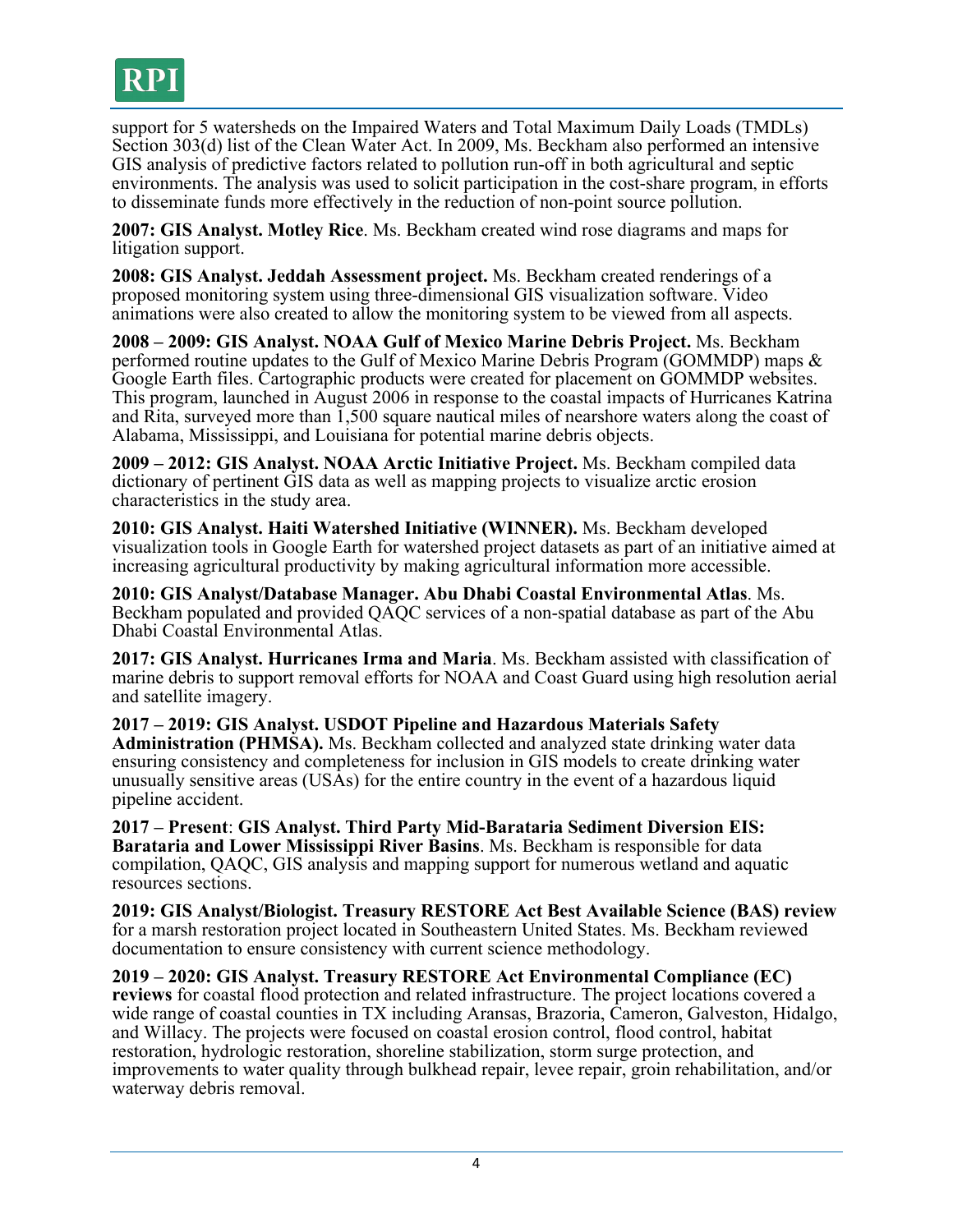support for 5 watersheds on the Impaired Waters and Total Maximum Daily Loads (TMDLs) Section 303(d) list of the Clean Water Act. In 2009, Ms. Beckham also performed an intensive GIS analysis of predictive factors related to pollution run-off in both agricultural and septic environments. The analysis was used to solicit participation in the cost-share program, in efforts to disseminate funds more effectively in the reduction of non-point source pollution.

**2007: GIS Analyst. Motley Rice**. Ms. Beckham created wind rose diagrams and maps for litigation support.

**2008: GIS Analyst. Jeddah Assessment project.** Ms. Beckham created renderings of a proposed monitoring system using three-dimensional GIS visualization software. Video animations were also created to allow the monitoring system to be viewed from all aspects.

**2008 – 2009: GIS Analyst. NOAA Gulf of Mexico Marine Debris Project.** Ms. Beckham performed routine updates to the Gulf of Mexico Marine Debris Program (GOMMDP) maps & Google Earth files. Cartographic products were created for placement on GOMMDP websites. This program, launched in August 2006 in response to the coastal impacts of Hurricanes Katrina and Rita, surveyed more than 1,500 square nautical miles of nearshore waters along the coast of Alabama, Mississippi, and Louisiana for potential marine debris objects.

**2009 – 2012: GIS Analyst. NOAA Arctic Initiative Project.** Ms. Beckham compiled data dictionary of pertinent GIS data as well as mapping projects to visualize arctic erosion characteristics in the study area.

**2010: GIS Analyst. Haiti Watershed Initiative (WINNER).** Ms. Beckham developed visualization tools in Google Earth for watershed project datasets as part of an initiative aimed at increasing agricultural productivity by making agricultural information more accessible.

**2010: GIS Analyst/Database Manager. Abu Dhabi Coastal Environmental Atlas**. Ms. Beckham populated and provided QAQC services of a non-spatial database as part of the Abu Dhabi Coastal Environmental Atlas.

**2017: GIS Analyst. Hurricanes Irma and Maria**. Ms. Beckham assisted with classification of marine debris to support removal efforts for NOAA and Coast Guard using high resolution aerial and satellite imagery.

**2017 – 2019: GIS Analyst. USDOT Pipeline and Hazardous Materials Safety Administration (PHMSA).** Ms. Beckham collected and analyzed state drinking water data ensuring consistency and completeness for inclusion in GIS models to create drinking water unusually sensitive areas (USAs) for the entire country in the event of a hazardous liquid pipeline accident.

**2017 – Present**: **GIS Analyst. Third Party Mid-Barataria Sediment Diversion EIS: Barataria and Lower Mississippi River Basins**. Ms. Beckham is responsible for data compilation, QAQC, GIS analysis and mapping support for numerous wetland and aquatic resources sections.

**2019: GIS Analyst/Biologist. Treasury RESTORE Act Best Available Science (BAS) review** for a marsh restoration project located in Southeastern United States. Ms. Beckham reviewed documentation to ensure consistency with current science methodology.

**2019 – 2020: GIS Analyst. Treasury RESTORE Act Environmental Compliance (EC) reviews** for coastal flood protection and related infrastructure. The project locations covered a wide range of coastal counties in TX including Aransas, Brazoria, Cameron, Galveston, Hidalgo, and Willacy. The projects were focused on coastal erosion control, flood control, habitat restoration, hydrologic restoration, shoreline stabilization, storm surge protection, and improvements to water quality through bulkhead repair, levee repair, groin rehabilitation, and/or waterway debris removal.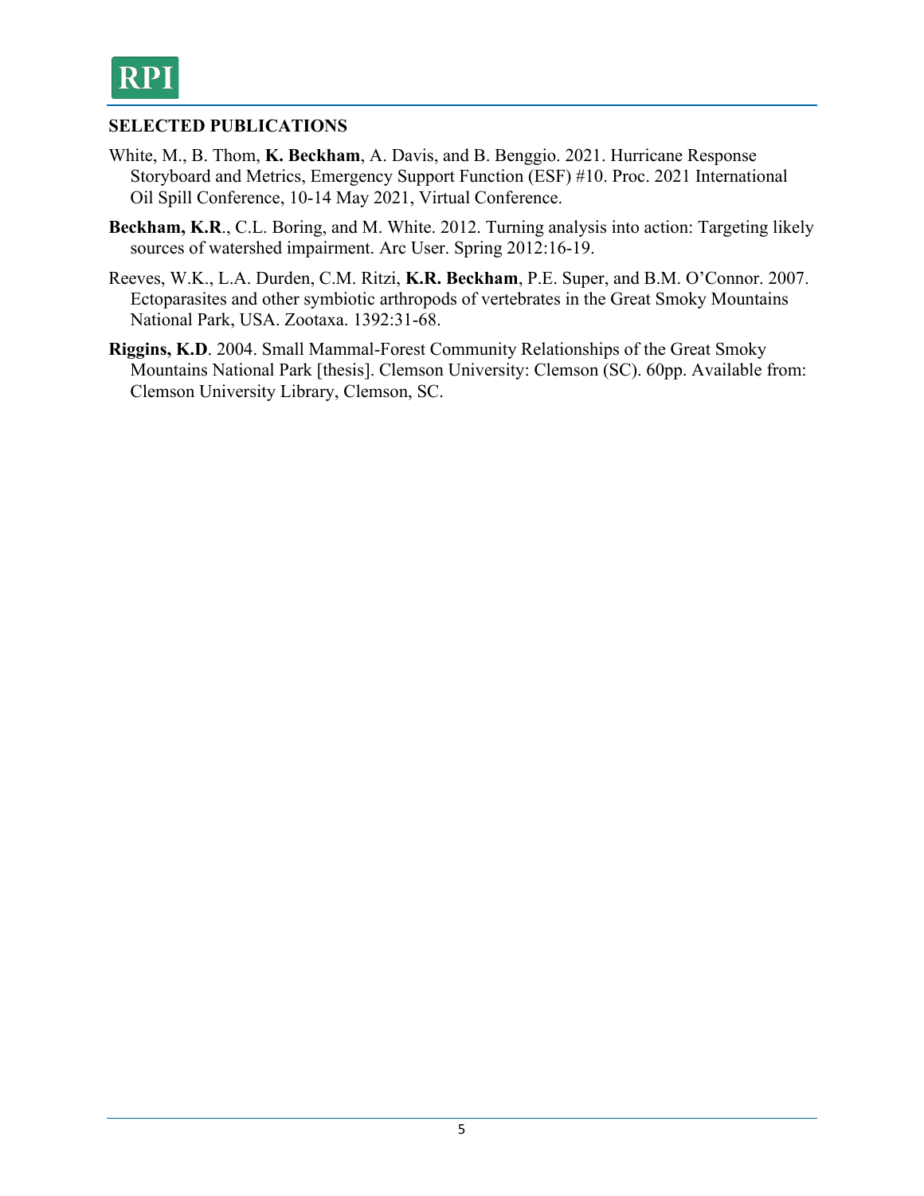## SELECTED PUBLICATIONS

White, M., B. Thom, **K. Beckham**, A. Davis, and B. Benggio. 2021. Hurricane Response Storyboard and Metrics, Emergency Support Function (ESF) #10. Proc. 2021 International Oil Spill Conference, 10-14 May 2021, Virtual Conference.

**Beckham, K.R**., C.L. Boring, and M. White. 2012. Turning analysis into action: Targeting likely sources of watershed impairment. Arc User. Spring 2012:16-19.

Reeves, W.K., L.A. Durden, C.M. Ritzi, **K.R. Beckham**, P.E. Super, and B.M. O'Connor. 2007. Ectoparasites and other symbiotic arthropods of vertebrates in the Great Smoky Mountains National Park, USA. Zootaxa. 1392:31-68.

**Riggins, K.D**. 2004. Small Mammal-Forest Community Relationships of the Great Smoky Mountains National Park [thesis]. Clemson University: Clemson (SC). 60pp. Available from: Clemson University Library, Clemson, SC.